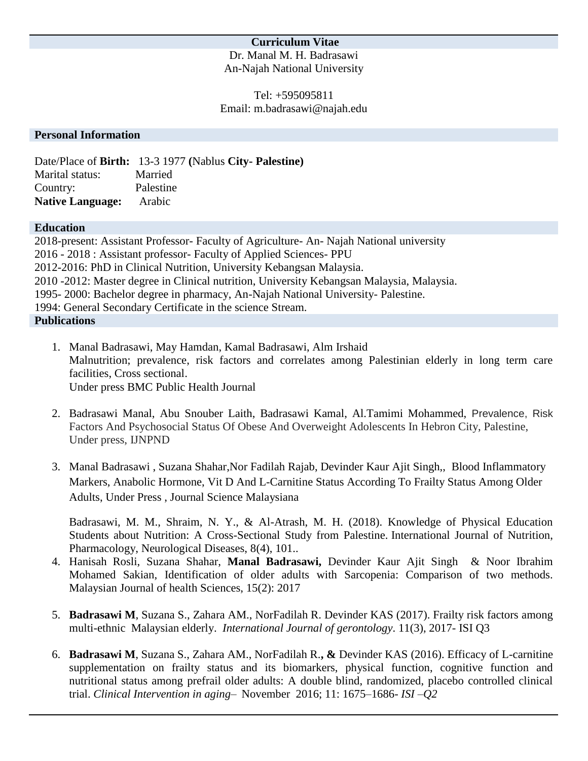# Curriculum Vitae

Dr. Manal M. H. Badrasawi
An-Najah National University

Tel: +595095811
Email: m.badrasawi@najah.edu

## Personal Information

Date/Place of **Birth:** 13-3 1977 **(**Nablus **City- Palestine)**
Marital status: Married
Country: Palestine
**Native Language:** Arabic

## Education

2018-present: Assistant Professor- Faculty of Agriculture- An- Najah National university
2016 - 2018 : Assistant professor- Faculty of Applied Sciences- PPU
2012-2016: PhD in Clinical Nutrition, University Kebangsan Malaysia.
2010 -2012: Master degree in Clinical nutrition, University Kebangsan Malaysia, Malaysia.
1995- 2000: Bachelor degree in pharmacy, An-Najah National University- Palestine.
1994: General Secondary Certificate in the science Stream.

## Publications

1. Manal Badrasawi, May Hamdan, Kamal Badrasawi, Alm Irshaid
   Malnutrition; prevalence, risk factors and correlates among Palestinian elderly in long term care facilities, Cross sectional.
   Under press BMC Public Health Journal

2. Badrasawi Manal, Abu Snouber Laith, Badrasawi Kamal, Al.Tamimi Mohammed, Prevalence, Risk Factors And Psychosocial Status Of Obese And Overweight Adolescents In Hebron City, Palestine, Under press, IJNPND

3. Manal Badrasawi , Suzana Shahar,Nor Fadilah Rajab, Devinder Kaur Ajit Singh,, Blood Inflammatory Markers, Anabolic Hormone, Vit D And L-Carnitine Status According To Frailty Status Among Older Adults, Under Press , Journal Science Malaysiana

   Badrasawi, M. M., Shraim, N. Y., & Al-Atrash, M. H. (2018). Knowledge of Physical Education Students about Nutrition: A Cross-Sectional Study from Palestine. International Journal of Nutrition, Pharmacology, Neurological Diseases, 8(4), 101..

4. Hanisah Rosli, Suzana Shahar, **Manal Badrasawi,** Devinder Kaur Ajit Singh & Noor Ibrahim Mohamed Sakian, Identification of older adults with Sarcopenia: Comparison of two methods. Malaysian Journal of health Sciences, 15(2): 2017

5. **Badrasawi M**, Suzana S., Zahara AM., NorFadilah R. Devinder KAS (2017). Frailty risk factors among multi-ethnic Malaysian elderly. *International Journal of gerontology*. 11(3), 2017- ISI Q3

6. **Badrasawi M**, Suzana S., Zahara AM., NorFadilah R.**, &** Devinder KAS (2016). Efficacy of L-carnitine supplementation on frailty status and its biomarkers, physical function, cognitive function and nutritional status among prefrail older adults: A double blind, randomized, placebo controlled clinical trial. *Clinical Intervention in aging*– November 2016; 11: 1675–1686- *ISI –Q2*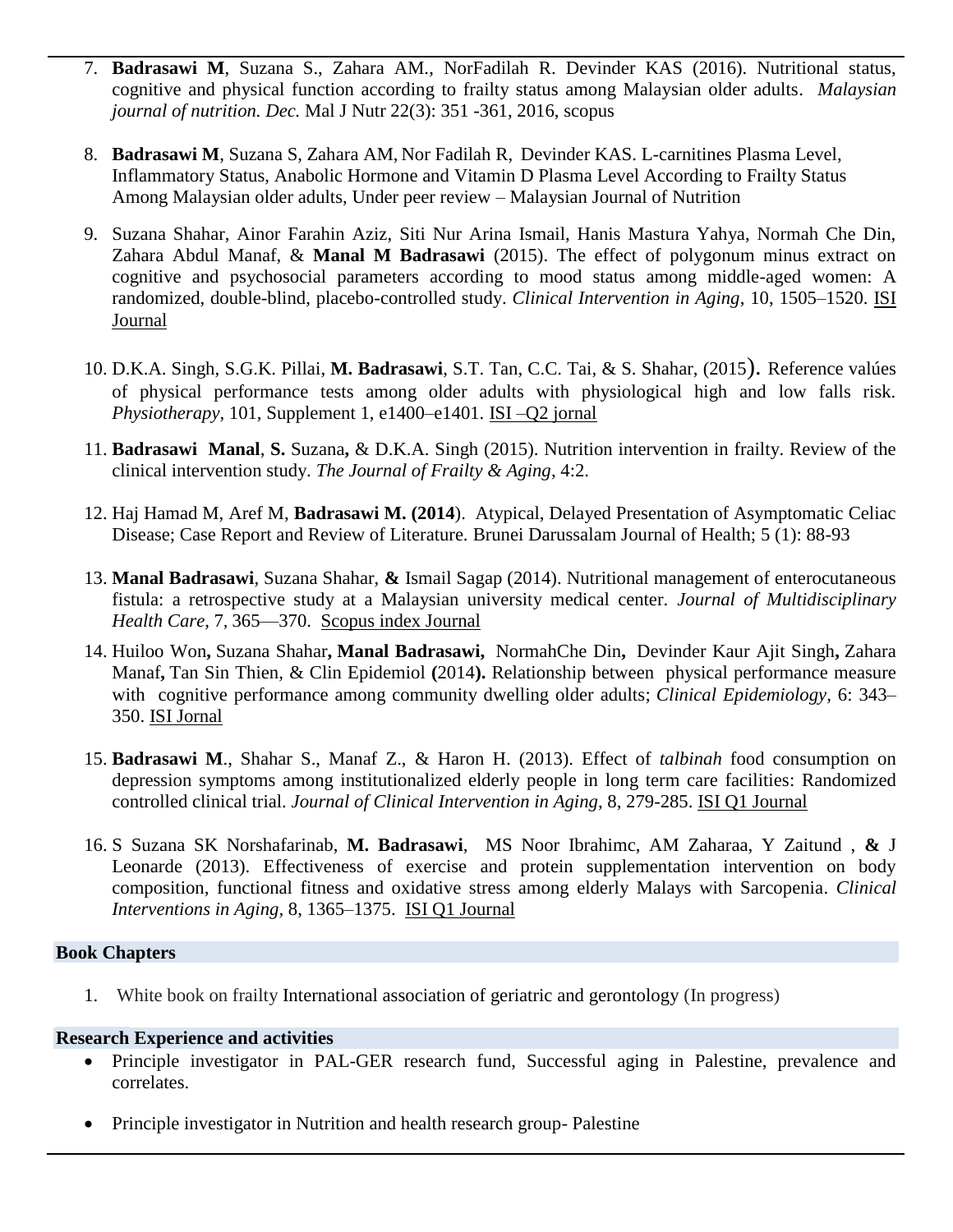7. **Badrasawi M**, Suzana S., Zahara AM., NorFadilah R. Devinder KAS (2016). Nutritional status, cognitive and physical function according to frailty status among Malaysian older adults. *Malaysian journal of nutrition. Dec.* Mal J Nutr 22(3): 351 -361, 2016, scopus

8. **Badrasawi M**, Suzana S, Zahara AM, Nor Fadilah R, Devinder KAS. L-carnitines Plasma Level, Inflammatory Status, Anabolic Hormone and Vitamin D Plasma Level According to Frailty Status Among Malaysian older adults, Under peer review – Malaysian Journal of Nutrition

9. Suzana Shahar, Ainor Farahin Aziz, Siti Nur Arina Ismail, Hanis Mastura Yahya, Normah Che Din, Zahara Abdul Manaf, & **Manal M Badrasawi** (2015). The effect of polygonum minus extract on cognitive and psychosocial parameters according to mood status among middle-aged women: A randomized, double-blind, placebo-controlled study. *Clinical Intervention in Aging*, 10, 1505–1520. ISI Journal

10. D.K.A. Singh, S.G.K. Pillai, **M. Badrasawi**, S.T. Tan, C.C. Tai, & S. Shahar, (2015). Reference valúes of physical performance tests among older adults with physiological high and low falls risk. *Physiotherapy*, 101, Supplement 1, e1400–e1401. ISI –Q2 jornal

11. **Badrasawi Manal**, **S.** Suzana**,** & D.K.A. Singh (2015). Nutrition intervention in frailty. Review of the clinical intervention study. *The Journal of Frailty & Aging*, 4:2.

12. Haj Hamad M, Aref M, **Badrasawi M. (2014**). Atypical, Delayed Presentation of Asymptomatic Celiac Disease; Case Report and Review of Literature. Brunei Darussalam Journal of Health; 5 (1): 88-93

13. **Manal Badrasawi**, Suzana Shahar, **&** Ismail Sagap (2014). Nutritional management of enterocutaneous fistula: a retrospective study at a Malaysian university medical center. *Journal of Multidisciplinary Health Care*, 7, 365—370. Scopus index Journal

14. Huiloo Won**,** Suzana Shahar**, Manal Badrasawi,** NormahChe Din**,** Devinder Kaur Ajit Singh**,** Zahara Manaf**,** Tan Sin Thien, & Clin Epidemiol **(**2014**).** Relationship between physical performance measure with cognitive performance among community dwelling older adults; *Clinical Epidemiology*, 6: 343–350. ISI Jornal

15. **Badrasawi M**., Shahar S., Manaf Z., & Haron H. (2013). Effect of *talbinah* food consumption on depression symptoms among institutionalized elderly people in long term care facilities: Randomized controlled clinical trial. *Journal of Clinical Intervention in Aging*, 8, 279-285. ISI Q1 Journal

16. S Suzana SK Norshafarinab, **M. Badrasawi**, MS Noor Ibrahimc, AM Zaharaa, Y Zaitund , **&** J Leonarde (2013). Effectiveness of exercise and protein supplementation intervention on body composition, functional fitness and oxidative stress among elderly Malays with Sarcopenia. *Clinical Interventions in Aging*, 8, 1365–1375. ISI Q1 Journal

## Book Chapters

1. White book on frailty International association of geriatric and gerontology (In progress)

## Research Experience and activities

- Principle investigator in PAL-GER research fund, Successful aging in Palestine, prevalence and correlates.
- Principle investigator in Nutrition and health research group- Palestine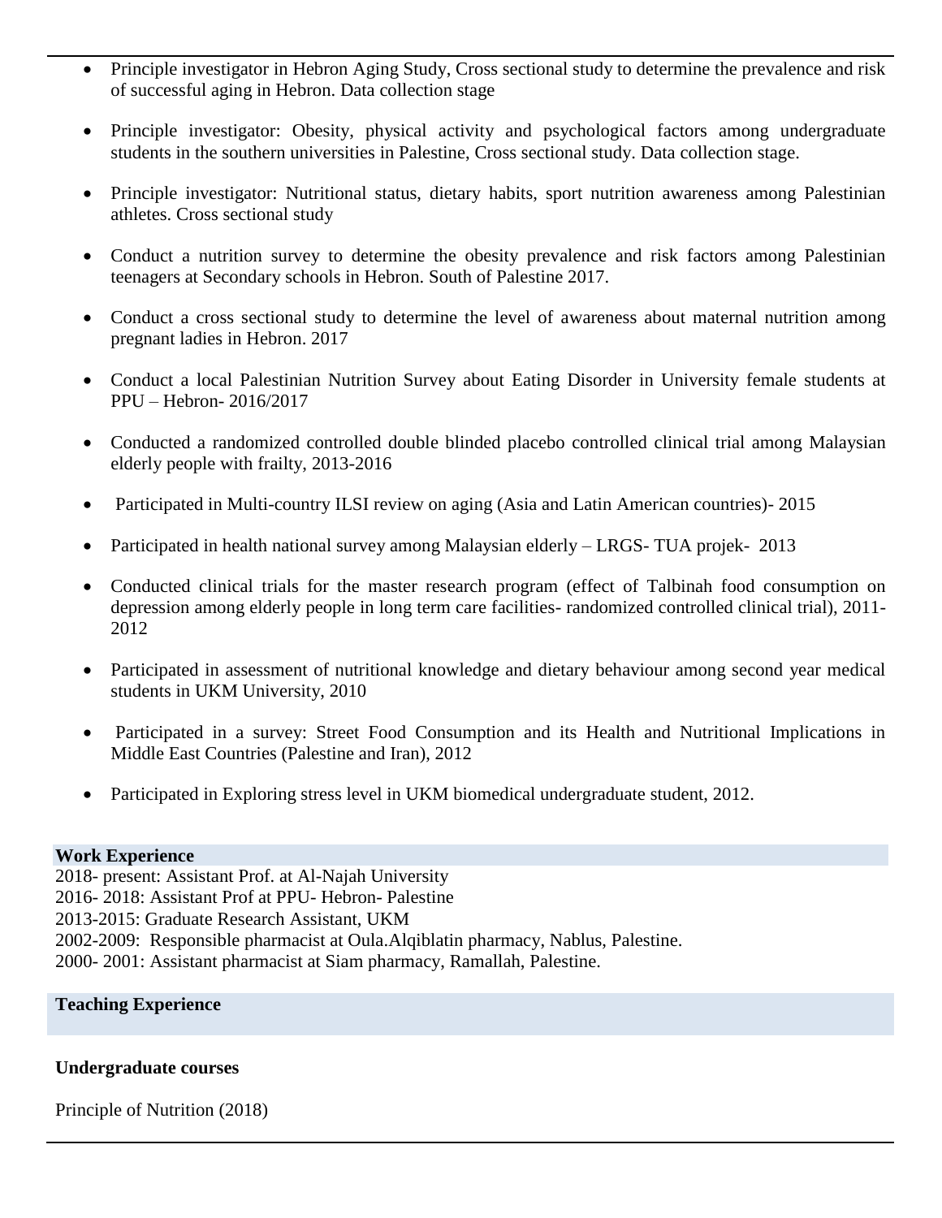- Principle investigator in Hebron Aging Study, Cross sectional study to determine the prevalence and risk of successful aging in Hebron. Data collection stage

- Principle investigator: Obesity, physical activity and psychological factors among undergraduate students in the southern universities in Palestine, Cross sectional study. Data collection stage.

- Principle investigator: Nutritional status, dietary habits, sport nutrition awareness among Palestinian athletes. Cross sectional study

- Conduct a nutrition survey to determine the obesity prevalence and risk factors among Palestinian teenagers at Secondary schools in Hebron. South of Palestine 2017.

- Conduct a cross sectional study to determine the level of awareness about maternal nutrition among pregnant ladies in Hebron. 2017

- Conduct a local Palestinian Nutrition Survey about Eating Disorder in University female students at PPU – Hebron- 2016/2017

- Conducted a randomized controlled double blinded placebo controlled clinical trial among Malaysian elderly people with frailty, 2013-2016

- Participated in Multi-country ILSI review on aging (Asia and Latin American countries)- 2015

- Participated in health national survey among Malaysian elderly – LRGS- TUA projek- 2013

- Conducted clinical trials for the master research program (effect of Talbinah food consumption on depression among elderly people in long term care facilities- randomized controlled clinical trial), 2011-2012

- Participated in assessment of nutritional knowledge and dietary behaviour among second year medical students in UKM University, 2010

- Participated in a survey: Street Food Consumption and its Health and Nutritional Implications in Middle East Countries (Palestine and Iran), 2012

- Participated in Exploring stress level in UKM biomedical undergraduate student, 2012.

## Work Experience

2018- present: Assistant Prof. at Al-Najah University
2016- 2018: Assistant Prof at PPU- Hebron- Palestine
2013-2015: Graduate Research Assistant, UKM
2002-2009: Responsible pharmacist at Oula.Alqiblatin pharmacy, Nablus, Palestine.
2000- 2001: Assistant pharmacist at Siam pharmacy, Ramallah, Palestine.

## Teaching Experience

### Undergraduate courses

Principle of Nutrition (2018)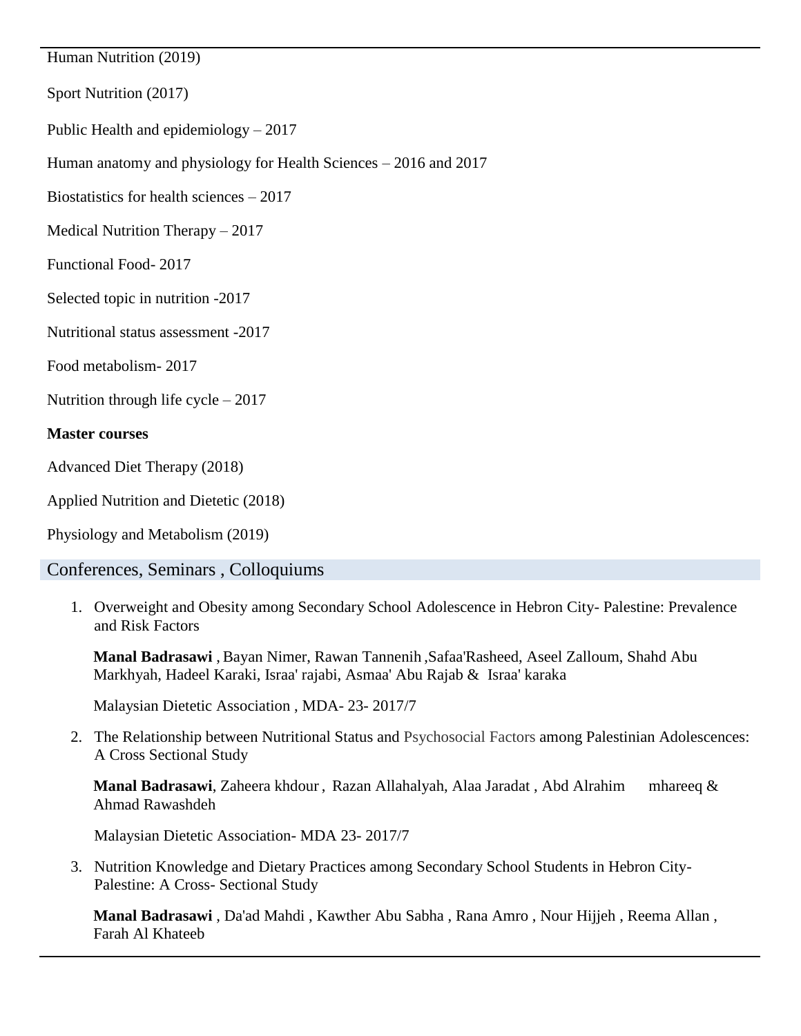Human Nutrition (2019)

Sport Nutrition (2017)

Public Health and epidemiology – 2017

Human anatomy and physiology for Health Sciences – 2016 and 2017

Biostatistics for health sciences – 2017

Medical Nutrition Therapy – 2017

Functional Food- 2017

Selected topic in nutrition -2017

Nutritional status assessment -2017

Food metabolism- 2017

Nutrition through life cycle – 2017

**Master courses**

Advanced Diet Therapy (2018)

Applied Nutrition and Dietetic (2018)

Physiology and Metabolism (2019)

## Conferences, Seminars , Colloquiums

1. Overweight and Obesity among Secondary School Adolescence in Hebron City- Palestine: Prevalence and Risk Factors

   **Manal Badrasawi** , Bayan Nimer, Rawan Tannenih ,Safaa'Rasheed, Aseel Zalloum, Shahd Abu Markhyah, Hadeel Karaki, Israa' rajabi, Asmaa' Abu Rajab & Israa' karaka

   Malaysian Dietetic Association , MDA- 23- 2017/7

2. The Relationship between Nutritional Status and Psychosocial Factors among Palestinian Adolescences: A Cross Sectional Study

   **Manal Badrasawi**, Zaheera khdour , Razan Allahalyah, Alaa Jaradat , Abd Alrahim mhareeq & Ahmad Rawashdeh

   Malaysian Dietetic Association- MDA 23- 2017/7

3. Nutrition Knowledge and Dietary Practices among Secondary School Students in Hebron City- Palestine: A Cross- Sectional Study

   **Manal Badrasawi** , Da'ad Mahdi , Kawther Abu Sabha , Rana Amro , Nour Hijjeh , Reema Allan , Farah Al Khateeb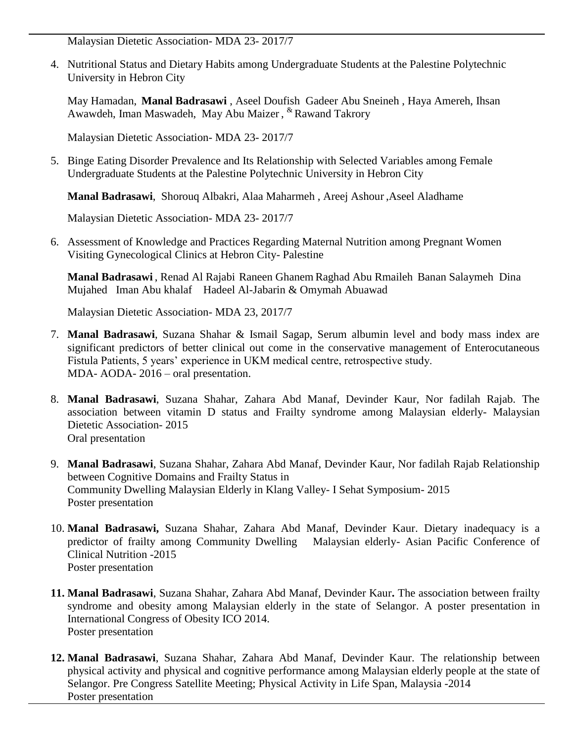Malaysian Dietetic Association- MDA 23- 2017/7

4. Nutritional Status and Dietary Habits among Undergraduate Students at the Palestine Polytechnic University in Hebron City

   May Hamadan, **Manal Badrasawi** , Aseel Doufish Gadeer Abu Sneineh , Haya Amereh, Ihsan Awawdeh, Iman Maswadeh, May Abu Maizer , & Rawand Takrory

   Malaysian Dietetic Association- MDA 23- 2017/7

5. Binge Eating Disorder Prevalence and Its Relationship with Selected Variables among Female Undergraduate Students at the Palestine Polytechnic University in Hebron City

   **Manal Badrasawi**, Shorouq Albakri, Alaa Maharmeh , Areej Ashour ,Aseel Aladhame

   Malaysian Dietetic Association- MDA 23- 2017/7

6. Assessment of Knowledge and Practices Regarding Maternal Nutrition among Pregnant Women Visiting Gynecological Clinics at Hebron City- Palestine

   **Manal Badrasawi** , Renad Al Rajabi Raneen Ghanem Raghad Abu Rmaileh Banan Salaymeh Dina Mujahed Iman Abu khalaf Hadeel Al-Jabarin & Omymah Abuawad

   Malaysian Dietetic Association- MDA 23, 2017/7

7. **Manal Badrasawi**, Suzana Shahar & Ismail Sagap, Serum albumin level and body mass index are significant predictors of better clinical out come in the conservative management of Enterocutaneous Fistula Patients, 5 years' experience in UKM medical centre, retrospective study.
   MDA- AODA- 2016 – oral presentation.

8. **Manal Badrasawi**, Suzana Shahar, Zahara Abd Manaf, Devinder Kaur, Nor fadilah Rajab. The association between vitamin D status and Frailty syndrome among Malaysian elderly- Malaysian Dietetic Association- 2015
   Oral presentation

9. **Manal Badrasawi**, Suzana Shahar, Zahara Abd Manaf, Devinder Kaur, Nor fadilah Rajab Relationship between Cognitive Domains and Frailty Status in
   Community Dwelling Malaysian Elderly in Klang Valley- I Sehat Symposium- 2015
   Poster presentation

10. **Manal Badrasawi,** Suzana Shahar, Zahara Abd Manaf, Devinder Kaur. Dietary inadequacy is a predictor of frailty among Community Dwelling Malaysian elderly- Asian Pacific Conference of Clinical Nutrition -2015
    Poster presentation

11. **Manal Badrasawi**, Suzana Shahar, Zahara Abd Manaf, Devinder Kaur**.** The association between frailty syndrome and obesity among Malaysian elderly in the state of Selangor. A poster presentation in International Congress of Obesity ICO 2014.
    Poster presentation

12. **Manal Badrasawi**, Suzana Shahar, Zahara Abd Manaf, Devinder Kaur. The relationship between physical activity and physical and cognitive performance among Malaysian elderly people at the state of Selangor. Pre Congress Satellite Meeting; Physical Activity in Life Span, Malaysia -2014
    Poster presentation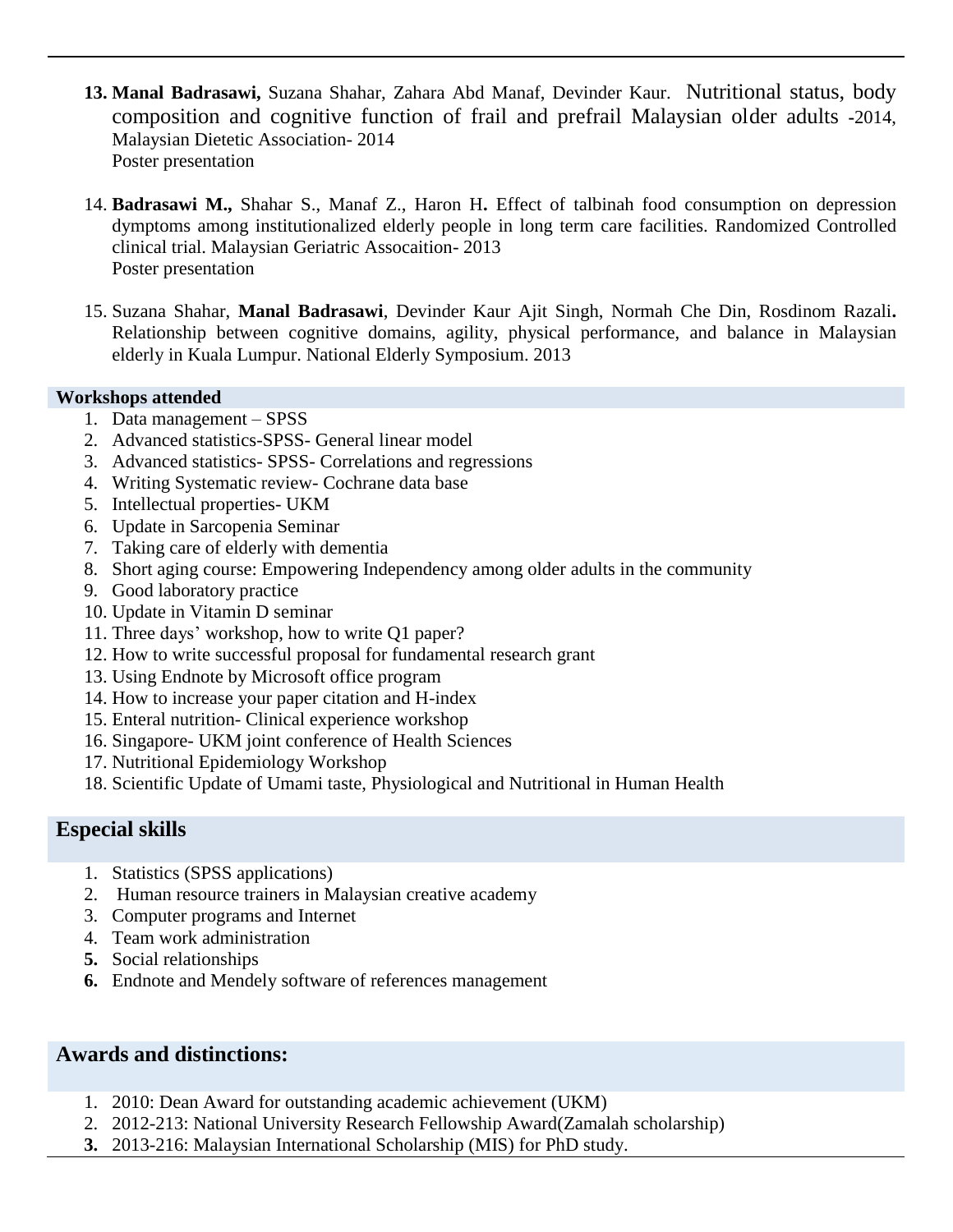13. **Manal Badrasawi,** Suzana Shahar, Zahara Abd Manaf, Devinder Kaur. Nutritional status, body composition and cognitive function of frail and prefrail Malaysian older adults -2014, Malaysian Dietetic Association- 2014
    Poster presentation

14. **Badrasawi M.,** Shahar S., Manaf Z., Haron H**.** Effect of talbinah food consumption on depression dymptoms among institutionalized elderly people in long term care facilities. Randomized Controlled clinical trial. Malaysian Geriatric Assocaition- 2013
    Poster presentation

15. Suzana Shahar, **Manal Badrasawi**, Devinder Kaur Ajit Singh, Normah Che Din, Rosdinom Razali**.** Relationship between cognitive domains, agility, physical performance, and balance in Malaysian elderly in Kuala Lumpur. National Elderly Symposium. 2013

**Workshops attended**

1. Data management – SPSS
2. Advanced statistics-SPSS- General linear model
3. Advanced statistics- SPSS- Correlations and regressions
4. Writing Systematic review- Cochrane data base
5. Intellectual properties- UKM
6. Update in Sarcopenia Seminar
7. Taking care of elderly with dementia
8. Short aging course: Empowering Independency among older adults in the community
9. Good laboratory practice
10. Update in Vitamin D seminar
11. Three days' workshop, how to write Q1 paper?
12. How to write successful proposal for fundamental research grant
13. Using Endnote by Microsoft office program
14. How to increase your paper citation and H-index
15. Enteral nutrition- Clinical experience workshop
16. Singapore- UKM joint conference of Health Sciences
17. Nutritional Epidemiology Workshop
18. Scientific Update of Umami taste, Physiological and Nutritional in Human Health

## Especial skills

1. Statistics (SPSS applications)
2. Human resource trainers in Malaysian creative academy
3. Computer programs and Internet
4. Team work administration
5. Social relationships
6. Endnote and Mendely software of references management

## Awards and distinctions:

1. 2010: Dean Award for outstanding academic achievement (UKM)
2. 2012-213: National University Research Fellowship Award(Zamalah scholarship)
3. 2013-216: Malaysian International Scholarship (MIS) for PhD study.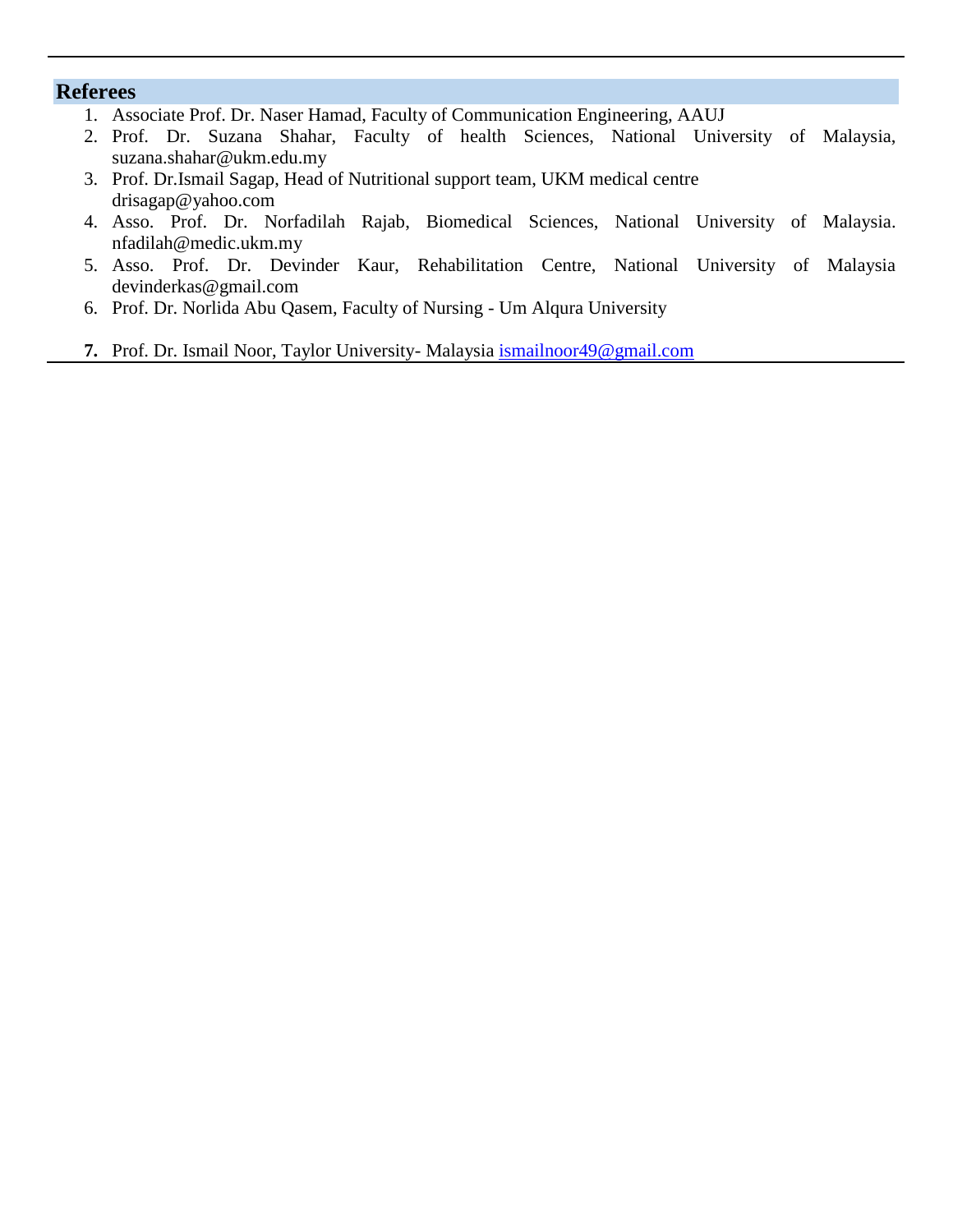## Referees

1. Associate Prof. Dr. Naser Hamad, Faculty of Communication Engineering, AAUJ
2. Prof. Dr. Suzana Shahar, Faculty of health Sciences, National University of Malaysia, suzana.shahar@ukm.edu.my
3. Prof. Dr.Ismail Sagap, Head of Nutritional support team, UKM medical centre drisagap@yahoo.com
4. Asso. Prof. Dr. Norfadilah Rajab, Biomedical Sciences, National University of Malaysia. nfadilah@medic.ukm.my
5. Asso. Prof. Dr. Devinder Kaur, Rehabilitation Centre, National University of Malaysia devinderkas@gmail.com
6. Prof. Dr. Norlida Abu Qasem, Faculty of Nursing - Um Alqura University
7. Prof. Dr. Ismail Noor, Taylor University- Malaysia ismailnoor49@gmail.com